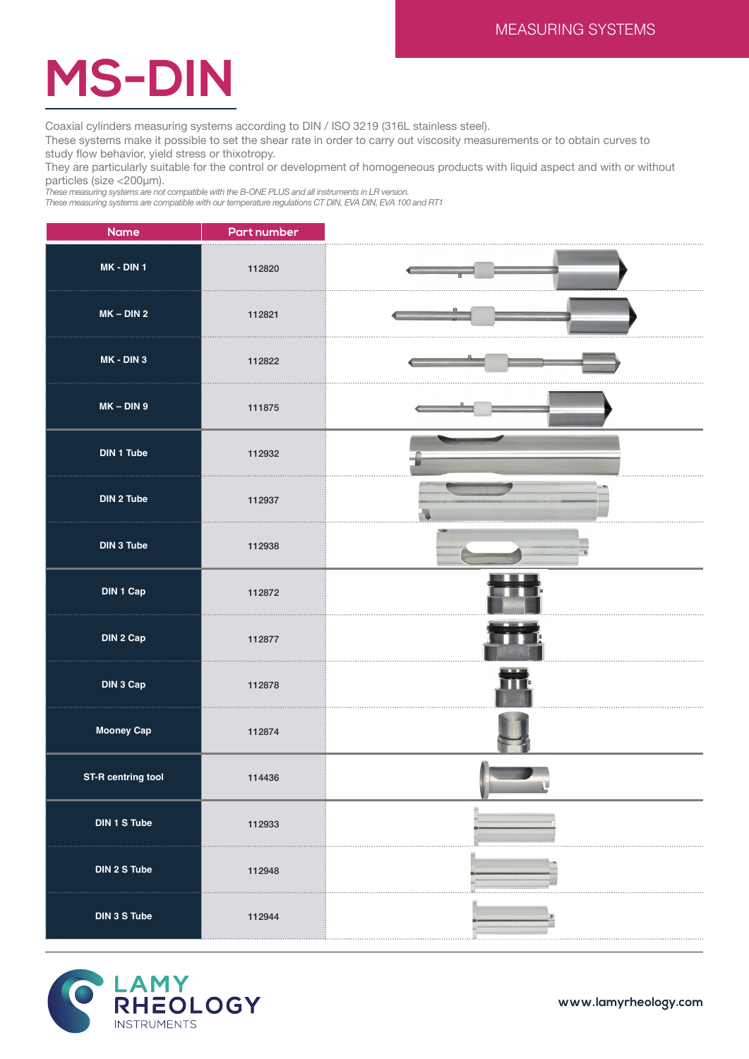MEASURING SYSTEMS

# MS-DIN

Coaxial cylinders measuring systems according to DIN / ISO 3219 (316L stainless steel).
These systems make it possible to set the shear rate in order to carry out viscosity measurements or to obtain curves to study flow behavior, yield stress or thixotropy.
They are particularly suitable for the control or development of homogeneous products with liquid aspect and with or without particles (size <200µm).

*These measuring systems are not compatible with the B-ONE PLUS and all instruments in LR version.*
*These measuring systems are compatible with our temperature regulations CT DIN, EVA DIN, EVA 100 and RT1*

| Name | Part number |
|---|---|
| MK - DIN 1 | 112820 |
| MK – DIN 2 | 112821 |
| MK - DIN 3 | 112822 |
| MK – DIN 9 | 111875 |
| DIN 1 Tube | 112932 |
| DIN 2 Tube | 112937 |
| DIN 3 Tube | 112938 |
| DIN 1 Cap | 112872 |
| DIN 2 Cap | 112877 |
| DIN 3 Cap | 112878 |
| Mooney Cap | 112874 |
| ST-R centring tool | 114436 |
| DIN 1 S Tube | 112933 |
| DIN 2 S Tube | 112948 |
| DIN 3 S Tube | 112944 |

LAMY RHEOLOGY INSTRUMENTS

www.lamyrheology.com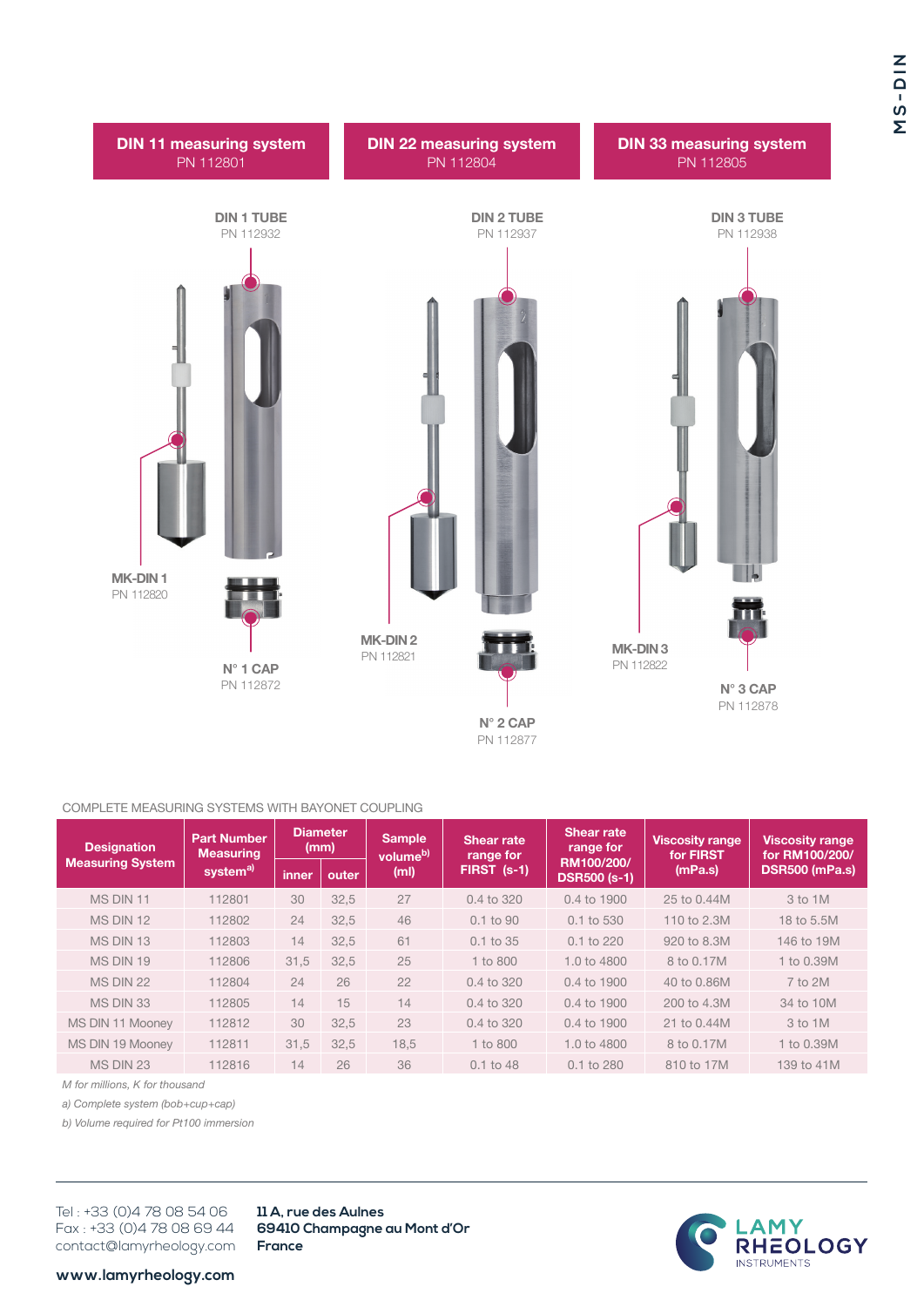## DIN 11 measuring system
PN 112801

## DIN 22 measuring system
PN 112804

## DIN 33 measuring system
PN 112805

**DIN 1 TUBE**
PN 112932

**MK-DIN 1**
PN 112820

**N° 1 CAP**
PN 112872

**DIN 2 TUBE**
PN 112937

**MK-DIN 2**
PN 112821

**N° 2 CAP**
PN 112877

**DIN 3 TUBE**
PN 112938

**MK-DIN 3**
PN 112822

**N° 3 CAP**
PN 112878

COMPLETE MEASURING SYSTEMS WITH BAYONET COUPLING

| Designation Measuring System | Part Number Measuring system[a] | Diameter (mm) | | Sample volume[b] (ml) | Shear rate range for FIRST (s-1) | Shear rate range for RM100/200/ DSR500 (s-1) | Viscosity range for FIRST (mPa.s) | Viscosity range for RM100/200/ DSR500 (mPa.s) |
|---|---|---|---|---|---|---|---|---|
| | | inner | outer | | | | | |
| MS DIN 11 | 112801 | 30 | 32,5 | 27 | 0.4 to 320 | 0.4 to 1900 | 25 to 0.44M | 3 to 1M |
| MS DIN 12 | 112802 | 24 | 32,5 | 46 | 0.1 to 90 | 0.1 to 530 | 110 to 2.3M | 18 to 5.5M |
| MS DIN 13 | 112803 | 14 | 32,5 | 61 | 0.1 to 35 | 0.1 to 220 | 920 to 8.3M | 146 to 19M |
| MS DIN 19 | 112806 | 31,5 | 32,5 | 25 | 1 to 800 | 1.0 to 4800 | 8 to 0.17M | 1 to 0.39M |
| MS DIN 22 | 112804 | 24 | 26 | 22 | 0.4 to 320 | 0.4 to 1900 | 40 to 0.86M | 7 to 2M |
| MS DIN 33 | 112805 | 14 | 15 | 14 | 0.4 to 320 | 0.4 to 1900 | 200 to 4.3M | 34 to 10M |
| MS DIN 11 Mooney | 112812 | 30 | 32,5 | 23 | 0.4 to 320 | 0.4 to 1900 | 21 to 0.44M | 3 to 1M |
| MS DIN 19 Mooney | 112811 | 31,5 | 32,5 | 18,5 | 1 to 800 | 1.0 to 4800 | 8 to 0.17M | 1 to 0.39M |
| MS DIN 23 | 112816 | 14 | 26 | 36 | 0.1 to 48 | 0.1 to 280 | 810 to 17M | 139 to 41M |

*M for millions, K for thousand*

*a) Complete system (bob+cup+cap)*

*b) Volume required for Pt100 immersion*

Tel : +33 (0)4 78 08 54 06
Fax : +33 (0)4 78 08 69 44
contact@lamyrheology.com

**11 A, rue des Aulnes**
**69410 Champagne au Mont d'Or**
**France**

**www.lamyrheology.com**

LAMY RHEOLOGY INSTRUMENTS